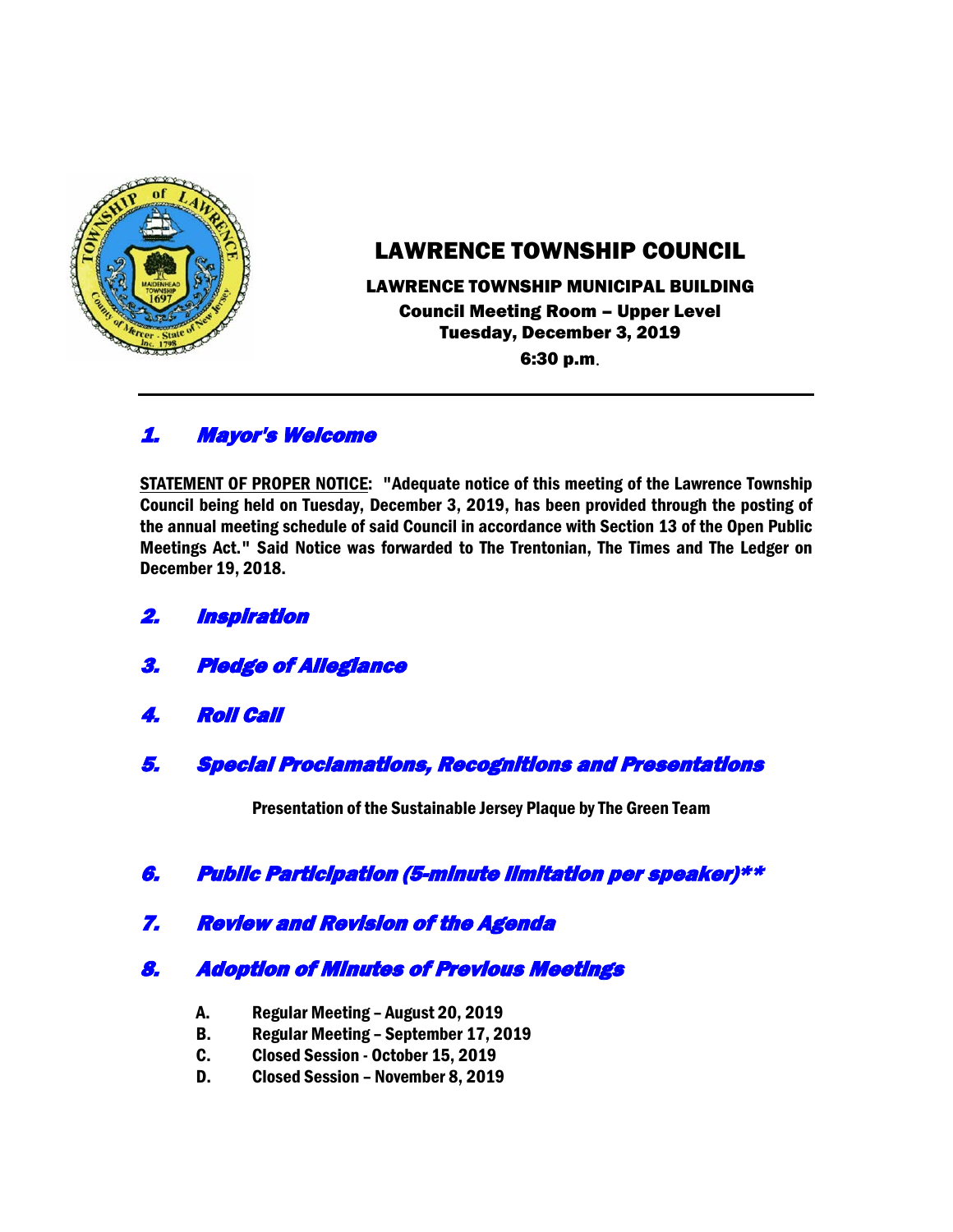# LAWRENCE TOWNSHIP COUNCIL

**LAWRENCE TOWNSHIP MUNICIPAL BUILDING**
**Council Meeting Room – Upper Level**
**Tuesday, December 3, 2019**
**6:30 p.m.**

---

## *1. Mayor's Welcome*

**STATEMENT OF PROPER NOTICE: "Adequate notice of this meeting of the Lawrence Township Council being held on Tuesday, December 3, 2019, has been provided through the posting of the annual meeting schedule of said Council in accordance with Section 13 of the Open Public Meetings Act." Said Notice was forwarded to The Trentonian, The Times and The Ledger on December 19, 2018.**

## *2. Inspiration*

## *3. Pledge of Allegiance*

## *4. Roll Call*

## *5. Special Proclamations, Recognitions and Presentations*

**Presentation of the Sustainable Jersey Plaque by The Green Team**

## *6. Public Participation (5-minute limitation per speaker)\*\**

## *7. Review and Revision of the Agenda*

## *8. Adoption of Minutes of Previous Meetings*

- **A. Regular Meeting – August 20, 2019**
- **B. Regular Meeting – September 17, 2019**
- **C. Closed Session - October 15, 2019**
- **D. Closed Session – November 8, 2019**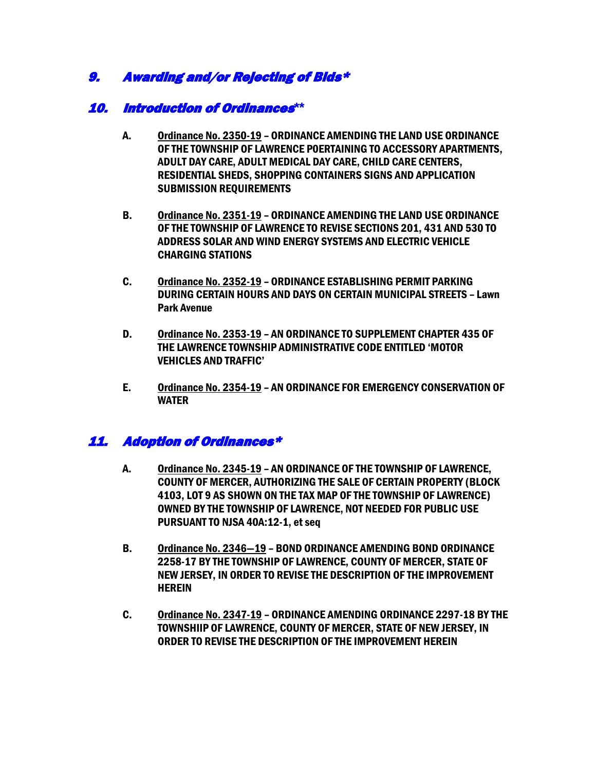## *9. Awarding and/or Rejecting of Bids**

## *10. Introduction of Ordinances***

**A.** **<u>Ordinance No. 2350-19</u> – ORDINANCE AMENDING THE LAND USE ORDINANCE OF THE TOWNSHIP OF LAWRENCE POERTAINING TO ACCESSORY APARTMENTS, ADULT DAY CARE, ADULT MEDICAL DAY CARE, CHILD CARE CENTERS, RESIDENTIAL SHEDS, SHOPPING CONTAINERS SIGNS AND APPLICATION SUBMISSION REQUIREMENTS**

**B.** **<u>Ordinance No. 2351-19</u> – ORDINANCE AMENDING THE LAND USE ORDINANCE OF THE TOWNSHIP OF LAWRENCE TO REVISE SECTIONS 201, 431 AND 530 TO ADDRESS SOLAR AND WIND ENERGY SYSTEMS AND ELECTRIC VEHICLE CHARGING STATIONS**

**C.** **<u>Ordinance No. 2352-19</u> – ORDINANCE ESTABLISHING PERMIT PARKING DURING CERTAIN HOURS AND DAYS ON CERTAIN MUNICIPAL STREETS – Lawn Park Avenue**

**D.** **<u>Ordinance No. 2353-19</u> – AN ORDINANCE TO SUPPLEMENT CHAPTER 435 OF THE LAWRENCE TOWNSHIP ADMINISTRATIVE CODE ENTITLED 'MOTOR VEHICLES AND TRAFFIC'**

**E.** **<u>Ordinance No. 2354-19</u> – AN ORDINANCE FOR EMERGENCY CONSERVATION OF WATER**

## *11. Adoption of Ordinances**

**A.** **<u>Ordinance No. 2345-19</u> – AN ORDINANCE OF THE TOWNSHIP OF LAWRENCE, COUNTY OF MERCER, AUTHORIZING THE SALE OF CERTAIN PROPERTY (BLOCK 4103, LOT 9 AS SHOWN ON THE TAX MAP OF THE TOWNSHIP OF LAWRENCE) OWNED BY THE TOWNSHIP OF LAWRENCE, NOT NEEDED FOR PUBLIC USE PURSUANT TO NJSA 40A:12-1, et seq**

**B.** **<u>Ordinance No. 2346—19</u> – BOND ORDINANCE AMENDING BOND ORDINANCE 2258-17 BY THE TOWNSHIP OF LAWRENCE, COUNTY OF MERCER, STATE OF NEW JERSEY, IN ORDER TO REVISE THE DESCRIPTION OF THE IMPROVEMENT HEREIN**

**C.** **<u>Ordinance No. 2347-19</u> – ORDINANCE AMENDING ORDINANCE 2297-18 BY THE TOWNSHIIP OF LAWRENCE, COUNTY OF MERCER, STATE OF NEW JERSEY, IN ORDER TO REVISE THE DESCRIPTION OF THE IMPROVEMENT HEREIN**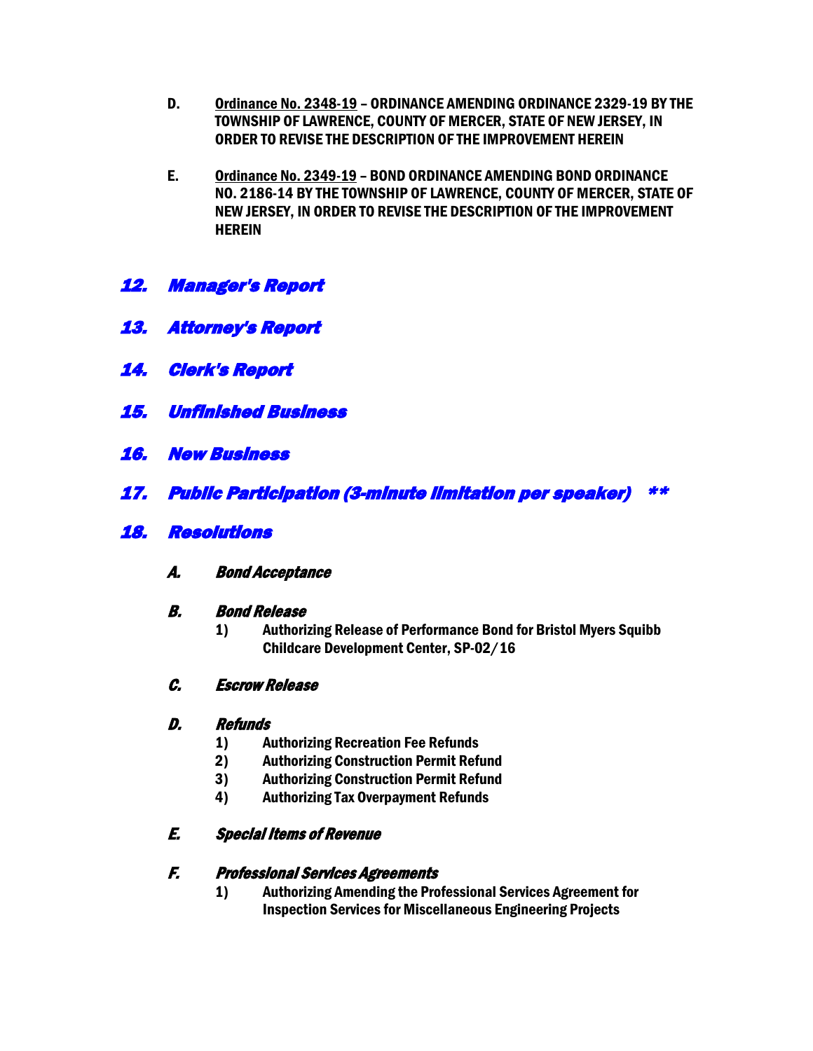D. **<u>Ordinance No. 2348-19</u> – ORDINANCE AMENDING ORDINANCE 2329-19 BY THE TOWNSHIP OF LAWRENCE, COUNTY OF MERCER, STATE OF NEW JERSEY, IN ORDER TO REVISE THE DESCRIPTION OF THE IMPROVEMENT HEREIN**

E. **<u>Ordinance No. 2349-19</u> – BOND ORDINANCE AMENDING BOND ORDINANCE NO. 2186-14 BY THE TOWNSHIP OF LAWRENCE, COUNTY OF MERCER, STATE OF NEW JERSEY, IN ORDER TO REVISE THE DESCRIPTION OF THE IMPROVEMENT HEREIN**

## *12. Manager's Report*

## *13. Attorney's Report*

## *14. Clerk's Report*

## *15. Unfinished Business*

## *16. New Business*

## *17. Public Participation (3-minute limitation per speaker) \*\**

## *18. Resolutions*

### *A. Bond Acceptance*

### *B. Bond Release*

1) **Authorizing Release of Performance Bond for Bristol Myers Squibb Childcare Development Center, SP-02/16**

### *C. Escrow Release*

### *D. Refunds*

1) **Authorizing Recreation Fee Refunds**
2) **Authorizing Construction Permit Refund**
3) **Authorizing Construction Permit Refund**
4) **Authorizing Tax Overpayment Refunds**

### *E. Special Items of Revenue*

### *F. Professional Services Agreements*

1) **Authorizing Amending the Professional Services Agreement for Inspection Services for Miscellaneous Engineering Projects**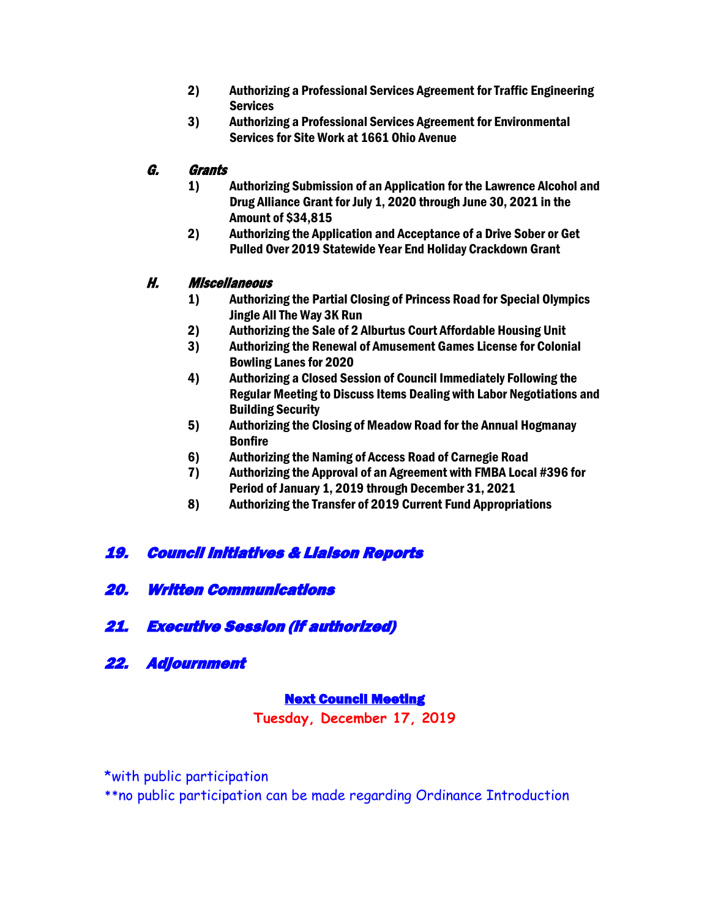2) **Authorizing a Professional Services Agreement for Traffic Engineering Services**

3) **Authorizing a Professional Services Agreement for Environmental Services for Site Work at 1661 Ohio Avenue**

### *G. Grants*

1) **Authorizing Submission of an Application for the Lawrence Alcohol and Drug Alliance Grant for July 1, 2020 through June 30, 2021 in the Amount of $34,815**

2) **Authorizing the Application and Acceptance of a Drive Sober or Get Pulled Over 2019 Statewide Year End Holiday Crackdown Grant**

### *H. Miscellaneous*

1) **Authorizing the Partial Closing of Princess Road for Special Olympics Jingle All The Way 3K Run**

2) **Authorizing the Sale of 2 Alburtus Court Affordable Housing Unit**

3) **Authorizing the Renewal of Amusement Games License for Colonial Bowling Lanes for 2020**

4) **Authorizing a Closed Session of Council Immediately Following the Regular Meeting to Discuss Items Dealing with Labor Negotiations and Building Security**

5) **Authorizing the Closing of Meadow Road for the Annual Hogmanay Bonfire**

6) **Authorizing the Naming of Access Road of Carnegie Road**

7) **Authorizing the Approval of an Agreement with FMBA Local #396 for Period of January 1, 2019 through December 31, 2021**

8) **Authorizing the Transfer of 2019 Current Fund Appropriations**

## *19. Council Initiatives & Liaison Reports*

## *20. Written Communications*

## *21. Executive Session (if authorized)*

## *22. Adjournment*

**Next Council Meeting**

**Tuesday, December 17, 2019**

*with public participation

**no public participation can be made regarding Ordinance Introduction